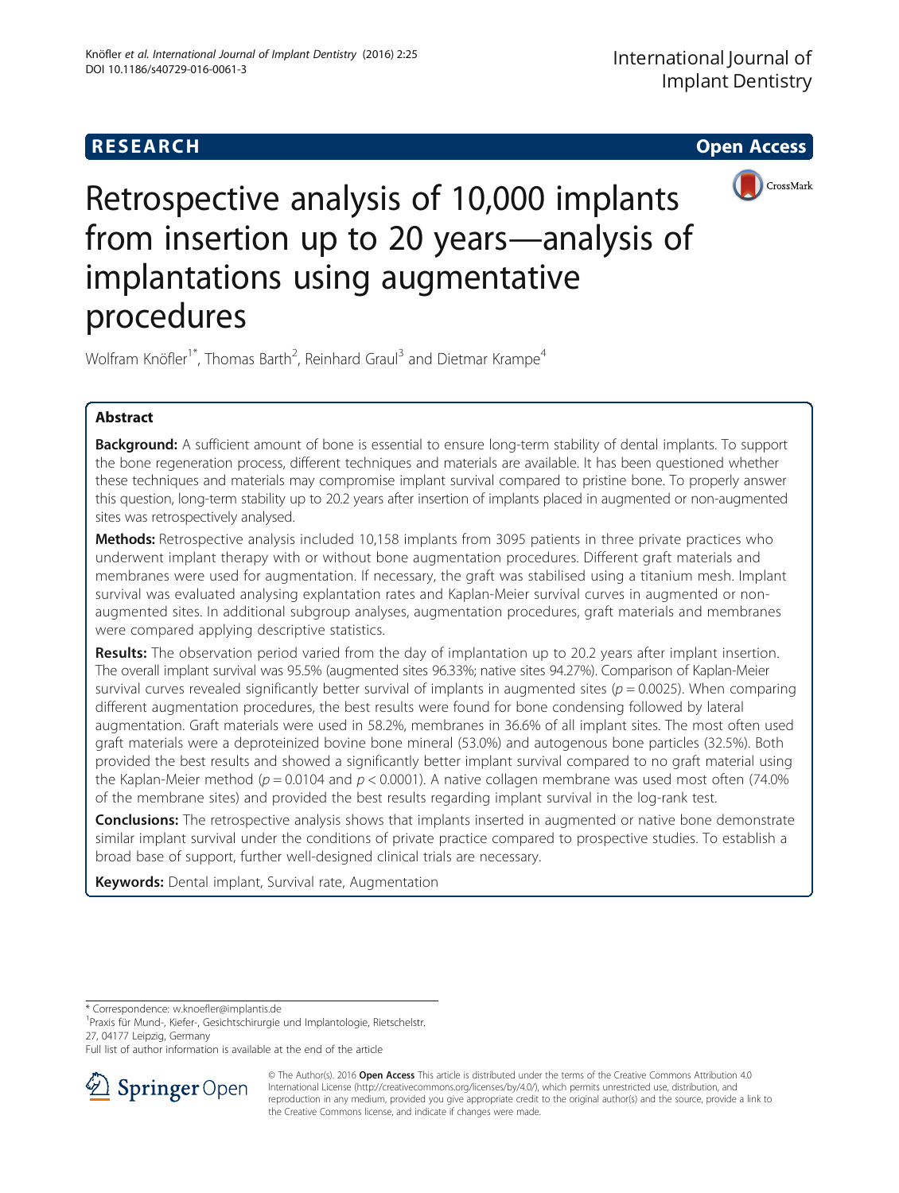**RESEARCH** **Open Access**

# Retrospective analysis of 10,000 implants from insertion up to 20 years—analysis of implantations using augmentative procedures

Wolfram Knöfler[1*], Thomas Barth[2], Reinhard Graul[3] and Dietmar Krampe[4]

## Abstract

**Background:** A sufficient amount of bone is essential to ensure long-term stability of dental implants. To support the bone regeneration process, different techniques and materials are available. It has been questioned whether these techniques and materials may compromise implant survival compared to pristine bone. To properly answer this question, long-term stability up to 20.2 years after insertion of implants placed in augmented or non-augmented sites was retrospectively analysed.

**Methods:** Retrospective analysis included 10,158 implants from 3095 patients in three private practices who underwent implant therapy with or without bone augmentation procedures. Different graft materials and membranes were used for augmentation. If necessary, the graft was stabilised using a titanium mesh. Implant survival was evaluated analysing explantation rates and Kaplan-Meier survival curves in augmented or non-augmented sites. In additional subgroup analyses, augmentation procedures, graft materials and membranes were compared applying descriptive statistics.

**Results:** The observation period varied from the day of implantation up to 20.2 years after implant insertion. The overall implant survival was 95.5% (augmented sites 96.33%; native sites 94.27%). Comparison of Kaplan-Meier survival curves revealed significantly better survival of implants in augmented sites ($p = 0.0025$). When comparing different augmentation procedures, the best results were found for bone condensing followed by lateral augmentation. Graft materials were used in 58.2%, membranes in 36.6% of all implant sites. The most often used graft materials were a deproteinized bovine bone mineral (53.0%) and autogenous bone particles (32.5%). Both provided the best results and showed a significantly better implant survival compared to no graft material using the Kaplan-Meier method ($p = 0.0104$ and $p < 0.0001$). A native collagen membrane was used most often (74.0% of the membrane sites) and provided the best results regarding implant survival in the log-rank test.

**Conclusions:** The retrospective analysis shows that implants inserted in augmented or native bone demonstrate similar implant survival under the conditions of private practice compared to prospective studies. To establish a broad base of support, further well-designed clinical trials are necessary.

**Keywords:** Dental implant, Survival rate, Augmentation

---

* Correspondence: w.knoefler@implantis.de
[1]Praxis für Mund-, Kiefer-, Gesichtschirurgie und Implantologie, Rietschelstr. 27, 04177 Leipzig, Germany
Full list of author information is available at the end of the article

© The Author(s). 2016 **Open Access** This article is distributed under the terms of the Creative Commons Attribution 4.0 International License (http://creativecommons.org/licenses/by/4.0/), which permits unrestricted use, distribution, and reproduction in any medium, provided you give appropriate credit to the original author(s) and the source, provide a link to the Creative Commons license, and indicate if changes were made.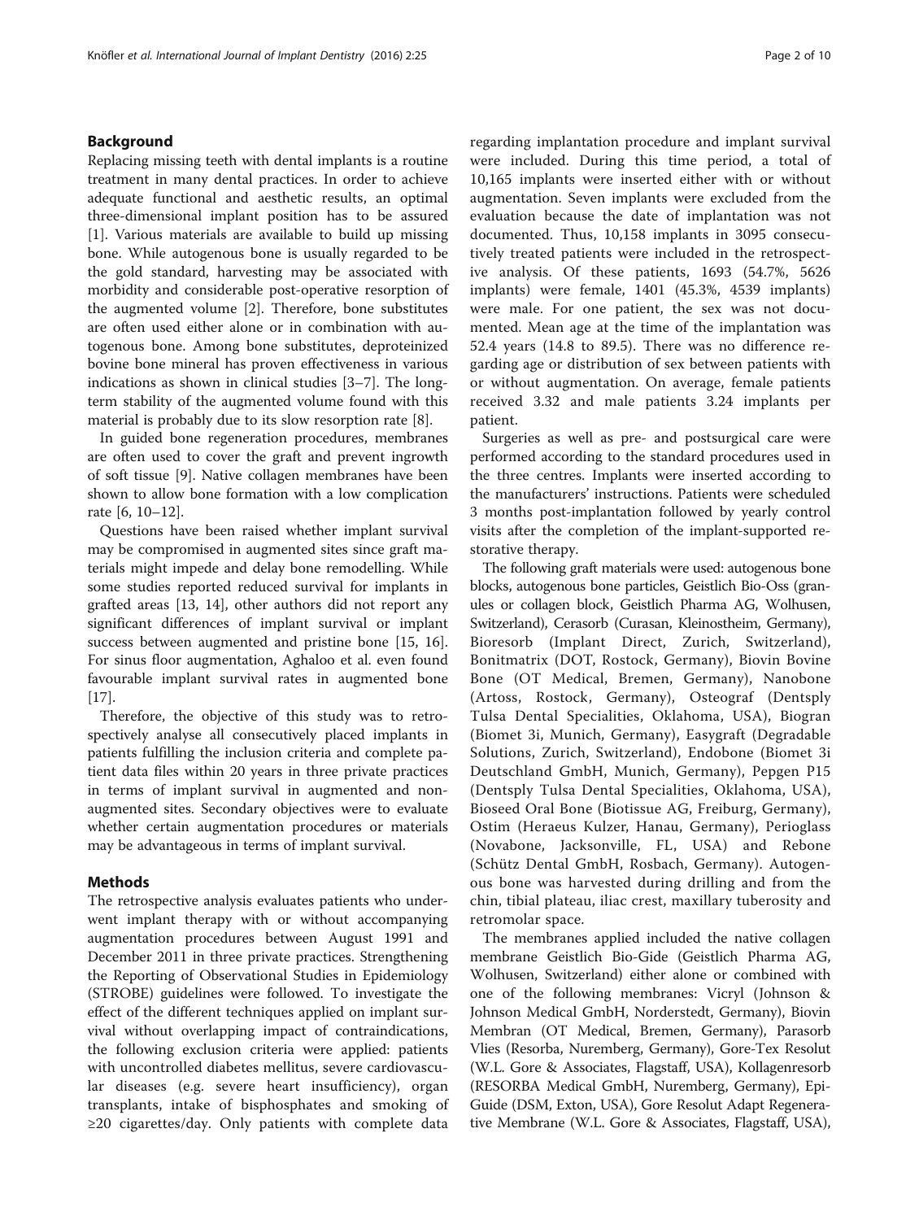## Background

Replacing missing teeth with dental implants is a routine treatment in many dental practices. In order to achieve adequate functional and aesthetic results, an optimal three-dimensional implant position has to be assured [1]. Various materials are available to build up missing bone. While autogenous bone is usually regarded to be the gold standard, harvesting may be associated with morbidity and considerable post-operative resorption of the augmented volume [2]. Therefore, bone substitutes are often used either alone or in combination with autogenous bone. Among bone substitutes, deproteinized bovine bone mineral has proven effectiveness in various indications as shown in clinical studies [3–7]. The long-term stability of the augmented volume found with this material is probably due to its slow resorption rate [8].

In guided bone regeneration procedures, membranes are often used to cover the graft and prevent ingrowth of soft tissue [9]. Native collagen membranes have been shown to allow bone formation with a low complication rate [6, 10–12].

Questions have been raised whether implant survival may be compromised in augmented sites since graft materials might impede and delay bone remodelling. While some studies reported reduced survival for implants in grafted areas [13, 14], other authors did not report any significant differences of implant survival or implant success between augmented and pristine bone [15, 16]. For sinus floor augmentation, Aghaloo et al. even found favourable implant survival rates in augmented bone [17].

Therefore, the objective of this study was to retrospectively analyse all consecutively placed implants in patients fulfilling the inclusion criteria and complete patient data files within 20 years in three private practices in terms of implant survival in augmented and non-augmented sites. Secondary objectives were to evaluate whether certain augmentation procedures or materials may be advantageous in terms of implant survival.

## Methods

The retrospective analysis evaluates patients who underwent implant therapy with or without accompanying augmentation procedures between August 1991 and December 2011 in three private practices. Strengthening the Reporting of Observational Studies in Epidemiology (STROBE) guidelines were followed. To investigate the effect of the different techniques applied on implant survival without overlapping impact of contraindications, the following exclusion criteria were applied: patients with uncontrolled diabetes mellitus, severe cardiovascular diseases (e.g. severe heart insufficiency), organ transplants, intake of bisphosphates and smoking of ≥20 cigarettes/day. Only patients with complete data regarding implantation procedure and implant survival were included. During this time period, a total of 10,165 implants were inserted either with or without augmentation. Seven implants were excluded from the evaluation because the date of implantation was not documented. Thus, 10,158 implants in 3095 consecutively treated patients were included in the retrospective analysis. Of these patients, 1693 (54.7%, 5626 implants) were female, 1401 (45.3%, 4539 implants) were male. For one patient, the sex was not documented. Mean age at the time of the implantation was 52.4 years (14.8 to 89.5). There was no difference regarding age or distribution of sex between patients with or without augmentation. On average, female patients received 3.32 and male patients 3.24 implants per patient.

Surgeries as well as pre- and postsurgical care were performed according to the standard procedures used in the three centres. Implants were inserted according to the manufacturers' instructions. Patients were scheduled 3 months post-implantation followed by yearly control visits after the completion of the implant-supported restorative therapy.

The following graft materials were used: autogenous bone blocks, autogenous bone particles, Geistlich Bio-Oss (granules or collagen block, Geistlich Pharma AG, Wolhusen, Switzerland), Cerasorb (Curasan, Kleinostheim, Germany), Bioresorb (Implant Direct, Zurich, Switzerland), Bonitmatrix (DOT, Rostock, Germany), Biovin Bovine Bone (OT Medical, Bremen, Germany), Nanobone (Artoss, Rostock, Germany), Osteograf (Dentsply Tulsa Dental Specialities, Oklahoma, USA), Biogran (Biomet 3i, Munich, Germany), Easygraft (Degradable Solutions, Zurich, Switzerland), Endobone (Biomet 3i Deutschland GmbH, Munich, Germany), Pepgen P15 (Dentsply Tulsa Dental Specialities, Oklahoma, USA), Bioseed Oral Bone (Biotissue AG, Freiburg, Germany), Ostim (Heraeus Kulzer, Hanau, Germany), Perioglass (Novabone, Jacksonville, FL, USA) and Rebone (Schütz Dental GmbH, Rosbach, Germany). Autogenous bone was harvested during drilling and from the chin, tibial plateau, iliac crest, maxillary tuberosity and retromolar space.

The membranes applied included the native collagen membrane Geistlich Bio-Gide (Geistlich Pharma AG, Wolhusen, Switzerland) either alone or combined with one of the following membranes: Vicryl (Johnson & Johnson Medical GmbH, Norderstedt, Germany), Biovin Membran (OT Medical, Bremen, Germany), Parasorb Vlies (Resorba, Nuremberg, Germany), Gore-Tex Resolut (W.L. Gore & Associates, Flagstaff, USA), Kollagenresorb (RESORBA Medical GmbH, Nuremberg, Germany), Epi-Guide (DSM, Exton, USA), Gore Resolut Adapt Regenerative Membrane (W.L. Gore & Associates, Flagstaff, USA),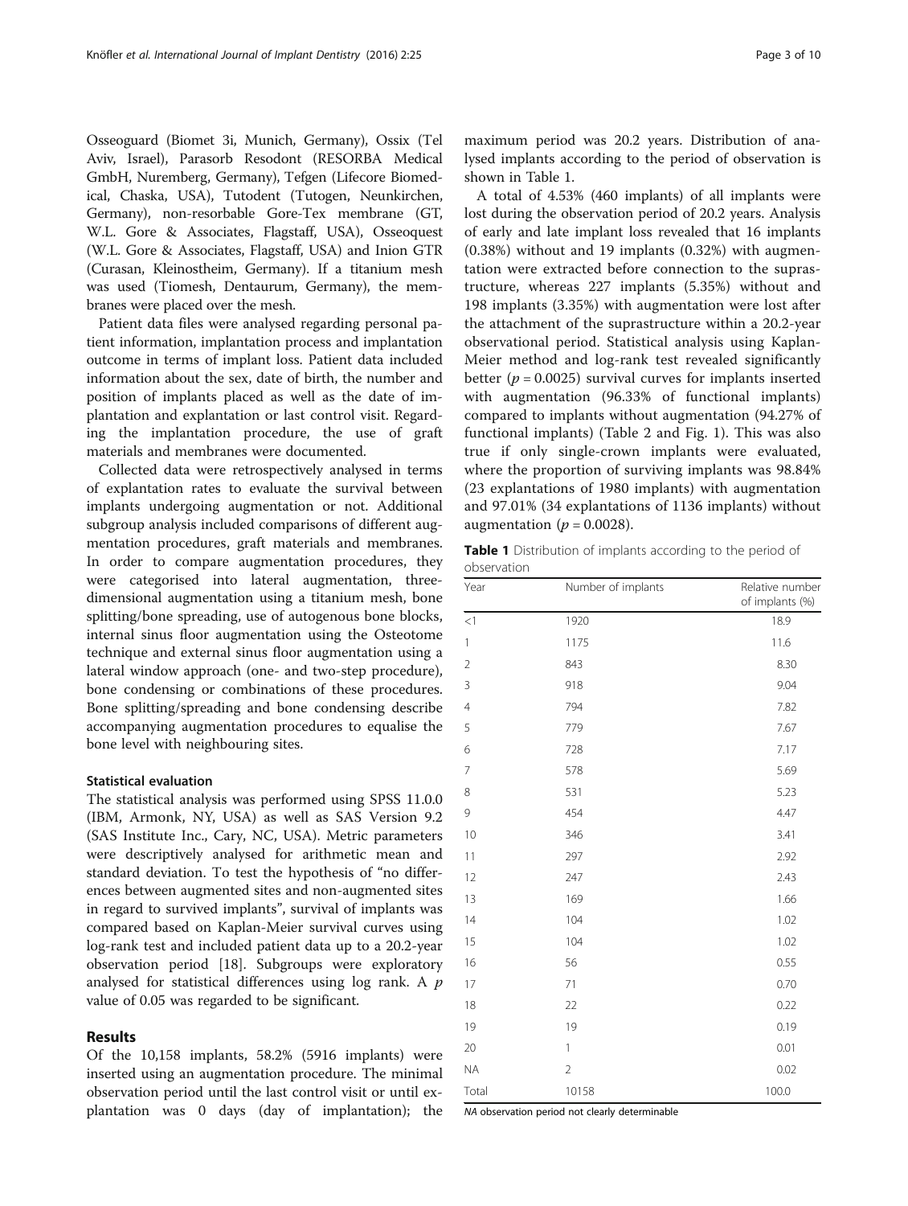Osseoguard (Biomet 3i, Munich, Germany), Ossix (Tel Aviv, Israel), Parasorb Resodont (RESORBA Medical GmbH, Nuremberg, Germany), Tefgen (Lifecore Biomedical, Chaska, USA), Tutodent (Tutogen, Neunkirchen, Germany), non-resorbable Gore-Tex membrane (GT, W.L. Gore & Associates, Flagstaff, USA), Osseoquest (W.L. Gore & Associates, Flagstaff, USA) and Inion GTR (Curasan, Kleinostheim, Germany). If a titanium mesh was used (Tiomesh, Dentaurum, Germany), the membranes were placed over the mesh.

Patient data files were analysed regarding personal patient information, implantation process and implantation outcome in terms of implant loss. Patient data included information about the sex, date of birth, the number and position of implants placed as well as the date of implantation and explantation or last control visit. Regarding the implantation procedure, the use of graft materials and membranes were documented.

Collected data were retrospectively analysed in terms of explantation rates to evaluate the survival between implants undergoing augmentation or not. Additional subgroup analysis included comparisons of different augmentation procedures, graft materials and membranes. In order to compare augmentation procedures, they were categorised into lateral augmentation, three-dimensional augmentation using a titanium mesh, bone splitting/bone spreading, use of autogenous bone blocks, internal sinus floor augmentation using the Osteotome technique and external sinus floor augmentation using a lateral window approach (one- and two-step procedure), bone condensing or combinations of these procedures. Bone splitting/spreading and bone condensing describe accompanying augmentation procedures to equalise the bone level with neighbouring sites.

### Statistical evaluation

The statistical analysis was performed using SPSS 11.0.0 (IBM, Armonk, NY, USA) as well as SAS Version 9.2 (SAS Institute Inc., Cary, NC, USA). Metric parameters were descriptively analysed for arithmetic mean and standard deviation. To test the hypothesis of "no differences between augmented sites and non-augmented sites in regard to survived implants", survival of implants was compared based on Kaplan-Meier survival curves using log-rank test and included patient data up to a 20.2-year observation period [18]. Subgroups were exploratory analysed for statistical differences using log rank. A *p* value of 0.05 was regarded to be significant.

## Results

Of the 10,158 implants, 58.2% (5916 implants) were inserted using an augmentation procedure. The minimal observation period until the last control visit or until explantation was 0 days (day of implantation); the maximum period was 20.2 years. Distribution of analysed implants according to the period of observation is shown in Table 1.

A total of 4.53% (460 implants) of all implants were lost during the observation period of 20.2 years. Analysis of early and late implant loss revealed that 16 implants (0.38%) without and 19 implants (0.32%) with augmentation were extracted before connection to the suprastructure, whereas 227 implants (5.35%) without and 198 implants (3.35%) with augmentation were lost after the attachment of the suprastructure within a 20.2-year observational period. Statistical analysis using Kaplan-Meier method and log-rank test revealed significantly better ($p = 0.0025$) survival curves for implants inserted with augmentation (96.33% of functional implants) compared to implants without augmentation (94.27% of functional implants) (Table 2 and Fig. 1). This was also true if only single-crown implants were evaluated, where the proportion of surviving implants was 98.84% (23 explantations of 1980 implants) with augmentation and 97.01% (34 explantations of 1136 implants) without augmentation ($p = 0.0028$).

**Table 1** Distribution of implants according to the period of observation

| Year | Number of implants | Relative number of implants (%) |
|---|---|---|
| <1 | 1920 | 18.9 |
| 1 | 1175 | 11.6 |
| 2 | 843 | 8.30 |
| 3 | 918 | 9.04 |
| 4 | 794 | 7.82 |
| 5 | 779 | 7.67 |
| 6 | 728 | 7.17 |
| 7 | 578 | 5.69 |
| 8 | 531 | 5.23 |
| 9 | 454 | 4.47 |
| 10 | 346 | 3.41 |
| 11 | 297 | 2.92 |
| 12 | 247 | 2.43 |
| 13 | 169 | 1.66 |
| 14 | 104 | 1.02 |
| 15 | 104 | 1.02 |
| 16 | 56 | 0.55 |
| 17 | 71 | 0.70 |
| 18 | 22 | 0.22 |
| 19 | 19 | 0.19 |
| 20 | 1 | 0.01 |
| NA | 2 | 0.02 |
| Total | 10158 | 100.0 |

*NA* observation period not clearly determinable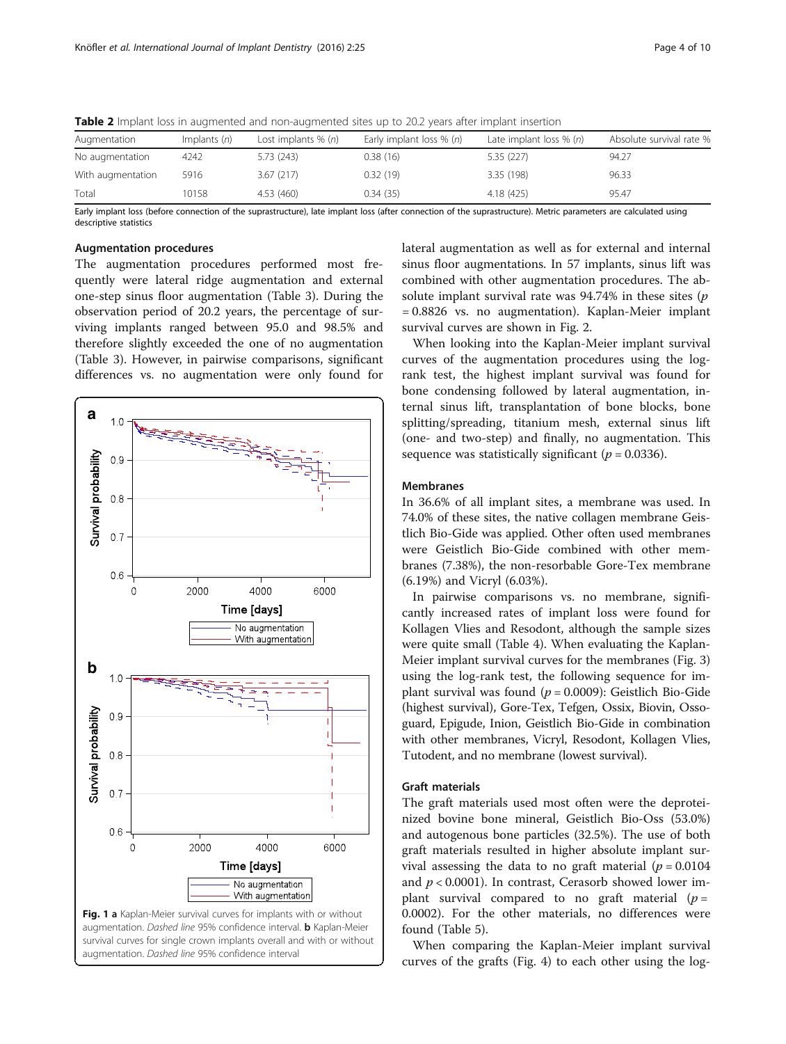**Table 2** Implant loss in augmented and non-augmented sites up to 20.2 years after implant insertion

| Augmentation | Implants (n) | Lost implants % (n) | Early implant loss % (n) | Late implant loss % (n) | Absolute survival rate % |
|---|---|---|---|---|---|
| No augmentation | 4242 | 5.73 (243) | 0.38 (16) | 5.35 (227) | 94.27 |
| With augmentation | 5916 | 3.67 (217) | 0.32 (19) | 3.35 (198) | 96.33 |
| Total | 10158 | 4.53 (460) | 0.34 (35) | 4.18 (425) | 95.47 |

Early implant loss (before connection of the suprastructure), late implant loss (after connection of the suprastructure). Metric parameters are calculated using descriptive statistics

### Augmentation procedures

The augmentation procedures performed most frequently were lateral ridge augmentation and external one-step sinus floor augmentation (Table 3). During the observation period of 20.2 years, the percentage of surviving implants ranged between 95.0 and 98.5% and therefore slightly exceeded the one of no augmentation (Table 3). However, in pairwise comparisons, significant differences vs. no augmentation were only found for lateral augmentation as well as for external and internal sinus floor augmentations. In 57 implants, sinus lift was combined with other augmentation procedures. The absolute implant survival rate was 94.74% in these sites ($p = 0.8826$ vs. no augmentation). Kaplan-Meier implant survival curves are shown in Fig. 2.

When looking into the Kaplan-Meier implant survival curves of the augmentation procedures using the log-rank test, the highest implant survival was found for bone condensing followed by lateral augmentation, internal sinus lift, transplantation of bone blocks, bone splitting/spreading, titanium mesh, external sinus lift (one- and two-step) and finally, no augmentation. This sequence was statistically significant ($p = 0.0336$).

**Fig. 1** **a** Kaplan-Meier survival curves for implants with or without augmentation. *Dashed line* 95% confidence interval. **b** Kaplan-Meier survival curves for single crown implants overall and with or without augmentation. *Dashed line* 95% confidence interval

### Membranes

In 36.6% of all implant sites, a membrane was used. In 74.0% of these sites, the native collagen membrane Geistlich Bio-Gide was applied. Other often used membranes were Geistlich Bio-Gide combined with other membranes (7.38%), the non-resorbable Gore-Tex membrane (6.19%) and Vicryl (6.03%).

In pairwise comparisons vs. no membrane, significantly increased rates of implant loss were found for Kollagen Vlies and Resodont, although the sample sizes were quite small (Table 4). When evaluating the Kaplan-Meier implant survival curves for the membranes (Fig. 3) using the log-rank test, the following sequence for implant survival was found ($p = 0.0009$): Geistlich Bio-Gide (highest survival), Gore-Tex, Tefgen, Ossix, Biovin, Ossoguard, Epigude, Inion, Geistlich Bio-Gide in combination with other membranes, Vicryl, Resodont, Kollagen Vlies, Tutodent, and no membrane (lowest survival).

### Graft materials

The graft materials used most often were the deproteinized bovine bone mineral, Geistlich Bio-Oss (53.0%) and autogenous bone particles (32.5%). The use of both graft materials resulted in higher absolute implant survival assessing the data to no graft material ($p = 0.0104$ and $p < 0.0001$). In contrast, Cerasorb showed lower implant survival compared to no graft material ($p = 0.0002$). For the other materials, no differences were found (Table 5).

When comparing the Kaplan-Meier implant survival curves of the grafts (Fig. 4) to each other using the log-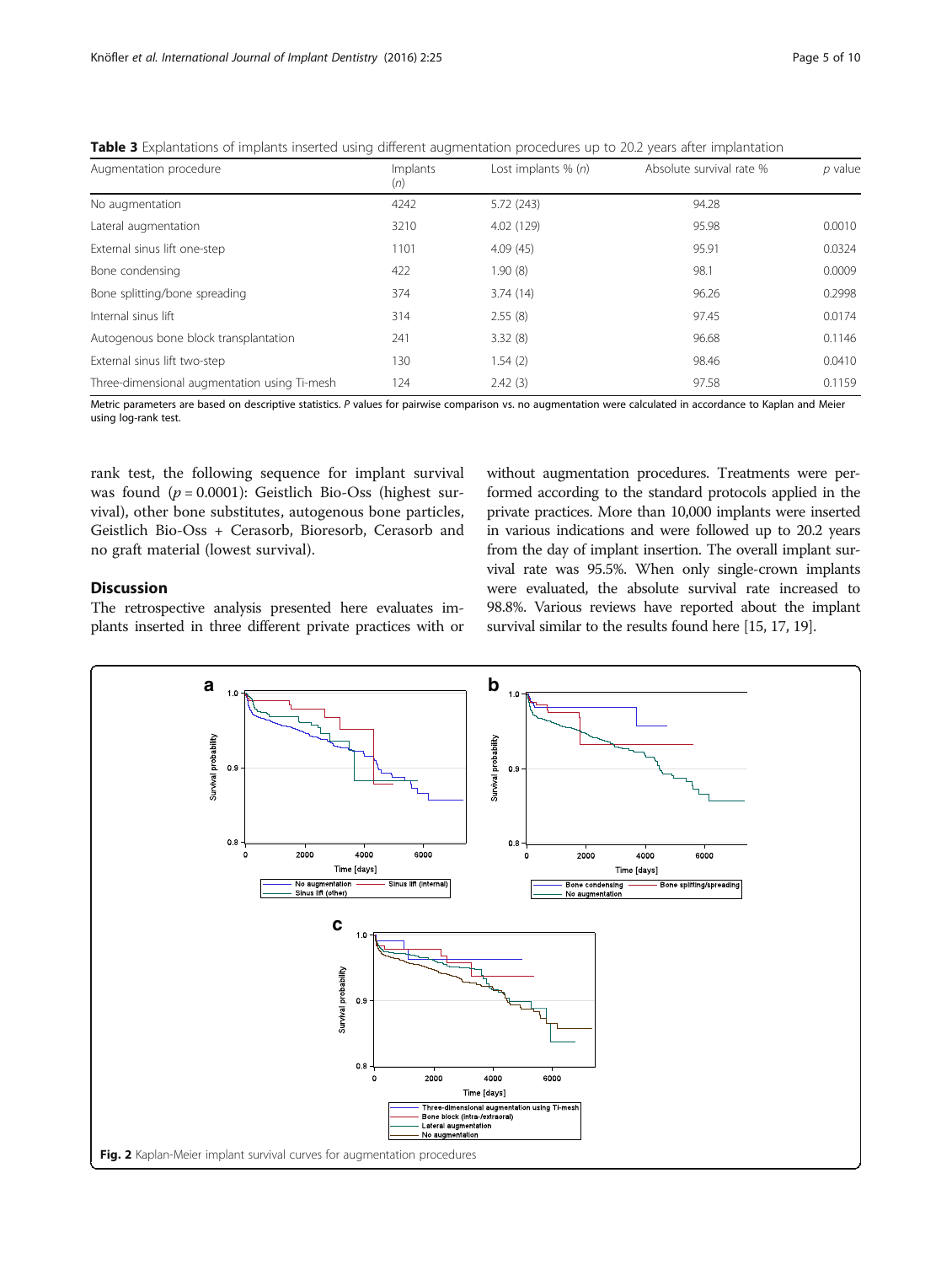**Table 3** Explantations of implants inserted using different augmentation procedures up to 20.2 years after implantation

| Augmentation procedure | Implants (*n*) | Lost implants % (*n*) | Absolute survival rate % | *p* value |
|---|---|---|---|---|
| No augmentation | 4242 | 5.72 (243) | 94.28 | |
| Lateral augmentation | 3210 | 4.02 (129) | 95.98 | 0.0010 |
| External sinus lift one-step | 1101 | 4.09 (45) | 95.91 | 0.0324 |
| Bone condensing | 422 | 1.90 (8) | 98.1 | 0.0009 |
| Bone splitting/bone spreading | 374 | 3.74 (14) | 96.26 | 0.2998 |
| Internal sinus lift | 314 | 2.55 (8) | 97.45 | 0.0174 |
| Autogenous bone block transplantation | 241 | 3.32 (8) | 96.68 | 0.1146 |
| External sinus lift two-step | 130 | 1.54 (2) | 98.46 | 0.0410 |
| Three-dimensional augmentation using Ti-mesh | 124 | 2.42 (3) | 97.58 | 0.1159 |

Metric parameters are based on descriptive statistics. *P* values for pairwise comparison vs. no augmentation were calculated in accordance to Kaplan and Meier using log-rank test.

rank test, the following sequence for implant survival was found ($p = 0.0001$): Geistlich Bio-Oss (highest survival), other bone substitutes, autogenous bone particles, Geistlich Bio-Oss + Cerasorb, Bioresorb, Cerasorb and no graft material (lowest survival).

## Discussion

The retrospective analysis presented here evaluates implants inserted in three different private practices with or without augmentation procedures. Treatments were performed according to the standard protocols applied in the private practices. More than 10,000 implants were inserted in various indications and were followed up to 20.2 years from the day of implant insertion. The overall implant survival rate was 95.5%. When only single-crown implants were evaluated, the absolute survival rate increased to 98.8%. Various reviews have reported about the implant survival similar to the results found here [15, 17, 19].

**Fig. 2** Kaplan-Meier implant survival curves for augmentation procedures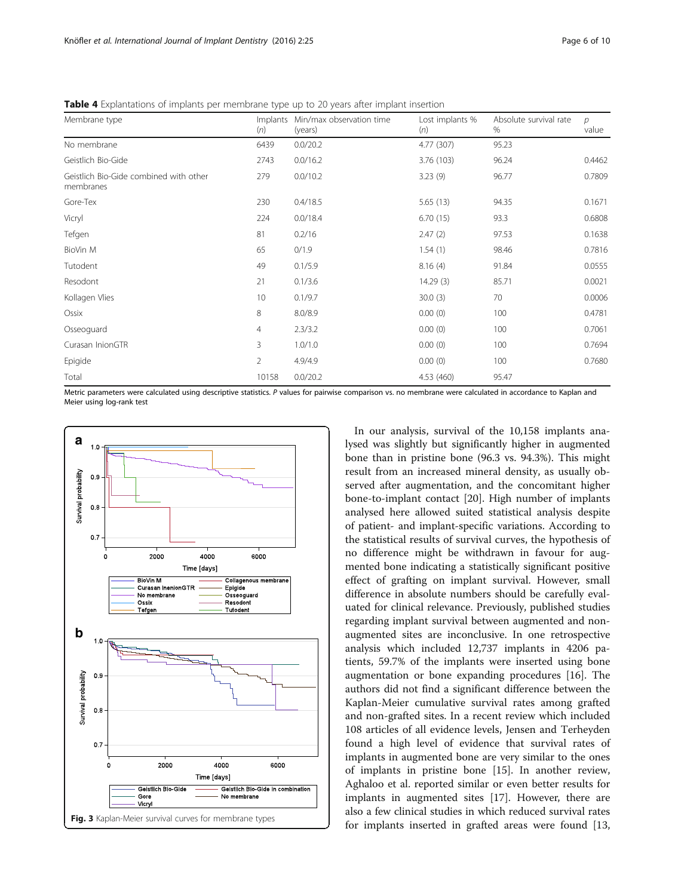**Table 4** Explantations of implants per membrane type up to 20 years after implant insertion

| Membrane type | Implants (*n*) | Min/max observation time (years) | Lost implants % (*n*) | Absolute survival rate % | *p* value |
|---|---|---|---|---|---|
| No membrane | 6439 | 0.0/20.2 | 4.77 (307) | 95.23 | |
| Geistlich Bio-Gide | 2743 | 0.0/16.2 | 3.76 (103) | 96.24 | 0.4462 |
| Geistlich Bio-Gide combined with other membranes | 279 | 0.0/10.2 | 3.23 (9) | 96.77 | 0.7809 |
| Gore-Tex | 230 | 0.4/18.5 | 5.65 (13) | 94.35 | 0.1671 |
| Vicryl | 224 | 0.0/18.4 | 6.70 (15) | 93.3 | 0.6808 |
| Tefgen | 81 | 0.2/16 | 2.47 (2) | 97.53 | 0.1638 |
| BioVin M | 65 | 0/1.9 | 1.54 (1) | 98.46 | 0.7816 |
| Tutodent | 49 | 0.1/5.9 | 8.16 (4) | 91.84 | 0.0555 |
| Resodont | 21 | 0.1/3.6 | 14.29 (3) | 85.71 | 0.0021 |
| Kollagen Vlies | 10 | 0.1/9.7 | 30.0 (3) | 70 | 0.0006 |
| Ossix | 8 | 8.0/8.9 | 0.00 (0) | 100 | 0.4781 |
| Osseoguard | 4 | 2.3/3.2 | 0.00 (0) | 100 | 0.7061 |
| Curasan InionGTR | 3 | 1.0/1.0 | 0.00 (0) | 100 | 0.7694 |
| Epigide | 2 | 4.9/4.9 | 0.00 (0) | 100 | 0.7680 |
| Total | 10158 | 0.0/20.2 | 4.53 (460) | 95.47 | |

Metric parameters were calculated using descriptive statistics. *P* values for pairwise comparison vs. no membrane were calculated in accordance to Kaplan and Meier using log-rank test

**Fig. 3** Kaplan-Meier survival curves for membrane types

In our analysis, survival of the 10,158 implants analysed was slightly but significantly higher in augmented bone than in pristine bone (96.3 vs. 94.3%). This might result from an increased mineral density, as usually observed after augmentation, and the concomitant higher bone-to-implant contact [20]. High number of implants analysed here allowed suited statistical analysis despite of patient- and implant-specific variations. According to the statistical results of survival curves, the hypothesis of no difference might be withdrawn in favour for augmented bone indicating a statistically significant positive effect of grafting on implant survival. However, small difference in absolute numbers should be carefully evaluated for clinical relevance. Previously, published studies regarding implant survival between augmented and non-augmented sites are inconclusive. In one retrospective analysis which included 12,737 implants in 4206 patients, 59.7% of the implants were inserted using bone augmentation or bone expanding procedures [16]. The authors did not find a significant difference between the Kaplan-Meier cumulative survival rates among grafted and non-grafted sites. In a recent review which included 108 articles of all evidence levels, Jensen and Terheyden found a high level of evidence that survival rates of implants in augmented bone are very similar to the ones of implants in pristine bone [15]. In another review, Aghaloo et al. reported similar or even better results for implants in augmented sites [17]. However, there are also a few clinical studies in which reduced survival rates for implants inserted in grafted areas were found [13,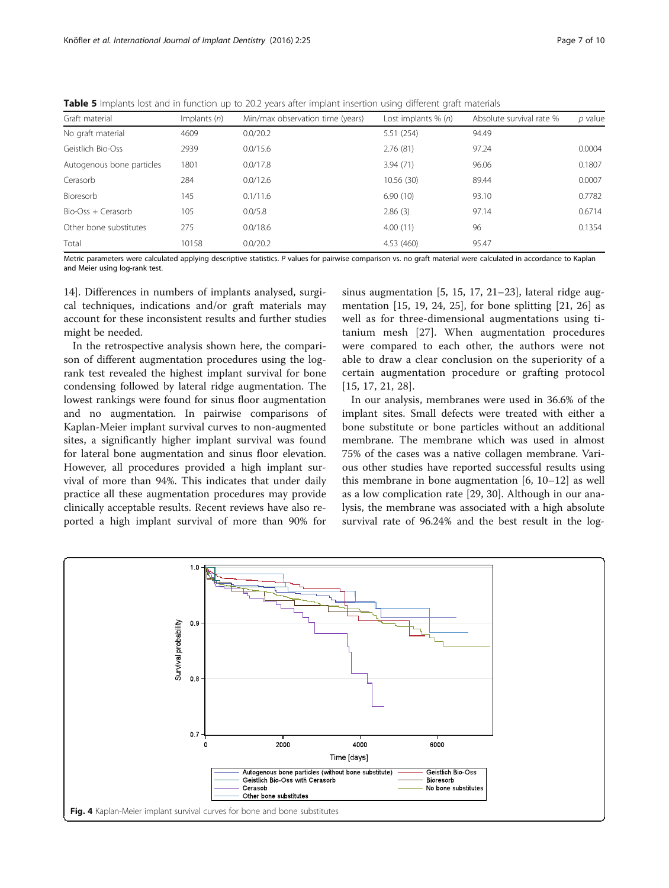**Table 5** Implants lost and in function up to 20.2 years after implant insertion using different graft materials

| Graft material | Implants (*n*) | Min/max observation time (years) | Lost implants % (*n*) | Absolute survival rate % | *p* value |
|---|---|---|---|---|---|
| No graft material | 4609 | 0.0/20.2 | 5.51 (254) | 94.49 | |
| Geistlich Bio-Oss | 2939 | 0.0/15.6 | 2.76 (81) | 97.24 | 0.0004 |
| Autogenous bone particles | 1801 | 0.0/17.8 | 3.94 (71) | 96.06 | 0.1807 |
| Cerasorb | 284 | 0.0/12.6 | 10.56 (30) | 89.44 | 0.0007 |
| Bioresorb | 145 | 0.1/11.6 | 6.90 (10) | 93.10 | 0.7782 |
| Bio-Oss + Cerasorb | 105 | 0.0/5.8 | 2.86 (3) | 97.14 | 0.6714 |
| Other bone substitutes | 275 | 0.0/18.6 | 4.00 (11) | 96 | 0.1354 |
| Total | 10158 | 0.0/20.2 | 4.53 (460) | 95.47 | |

Metric parameters were calculated applying descriptive statistics. *P* values for pairwise comparison vs. no graft material were calculated in accordance to Kaplan and Meier using log-rank test.

14]. Differences in numbers of implants analysed, surgical techniques, indications and/or graft materials may account for these inconsistent results and further studies might be needed.

In the retrospective analysis shown here, the comparison of different augmentation procedures using the log-rank test revealed the highest implant survival for bone condensing followed by lateral ridge augmentation. The lowest rankings were found for sinus floor augmentation and no augmentation. In pairwise comparisons of Kaplan-Meier implant survival curves to non-augmented sites, a significantly higher implant survival was found for lateral bone augmentation and sinus floor elevation. However, all procedures provided a high implant survival of more than 94%. This indicates that under daily practice all these augmentation procedures may provide clinically acceptable results. Recent reviews have also reported a high implant survival of more than 90% for sinus augmentation [5, 15, 17, 21–23], lateral ridge augmentation [15, 19, 24, 25], for bone splitting [21, 26] as well as for three-dimensional augmentations using titanium mesh [27]. When augmentation procedures were compared to each other, the authors were not able to draw a clear conclusion on the superiority of a certain augmentation procedure or grafting protocol [15, 17, 21, 28].

In our analysis, membranes were used in 36.6% of the implant sites. Small defects were treated with either a bone substitute or bone particles without an additional membrane. The membrane which was used in almost 75% of the cases was a native collagen membrane. Various other studies have reported successful results using this membrane in bone augmentation [6, 10–12] as well as a low complication rate [29, 30]. Although in our analysis, the membrane was associated with a high absolute survival rate of 96.24% and the best result in the log-

**Fig. 4** Kaplan-Meier implant survival curves for bone and bone substitutes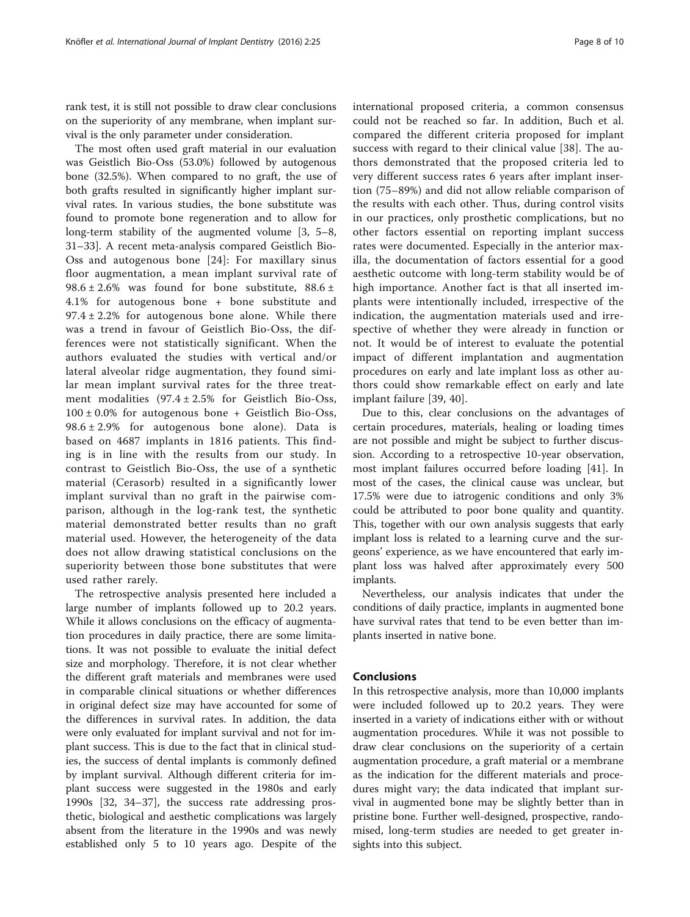rank test, it is still not possible to draw clear conclusions on the superiority of any membrane, when implant survival is the only parameter under consideration.

The most often used graft material in our evaluation was Geistlich Bio-Oss (53.0%) followed by autogenous bone (32.5%). When compared to no graft, the use of both grafts resulted in significantly higher implant survival rates. In various studies, the bone substitute was found to promote bone regeneration and to allow for long-term stability of the augmented volume [3, 5–8, 31–33]. A recent meta-analysis compared Geistlich Bio-Oss and autogenous bone [24]: For maxillary sinus floor augmentation, a mean implant survival rate of $98.6 \pm 2.6\%$ was found for bone substitute, $88.6 \pm 4.1\%$ for autogenous bone + bone substitute and $97.4 \pm 2.2\%$ for autogenous bone alone. While there was a trend in favour of Geistlich Bio-Oss, the differences were not statistically significant. When the authors evaluated the studies with vertical and/or lateral alveolar ridge augmentation, they found similar mean implant survival rates for the three treatment modalities ($97.4 \pm 2.5\%$ for Geistlich Bio-Oss, $100 \pm 0.0\%$ for autogenous bone + Geistlich Bio-Oss, $98.6 \pm 2.9\%$ for autogenous bone alone). Data is based on 4687 implants in 1816 patients. This finding is in line with the results from our study. In contrast to Geistlich Bio-Oss, the use of a synthetic material (Cerasorb) resulted in a significantly lower implant survival than no graft in the pairwise comparison, although in the log-rank test, the synthetic material demonstrated better results than no graft material used. However, the heterogeneity of the data does not allow drawing statistical conclusions on the superiority between those bone substitutes that were used rather rarely.

The retrospective analysis presented here included a large number of implants followed up to 20.2 years. While it allows conclusions on the efficacy of augmentation procedures in daily practice, there are some limitations. It was not possible to evaluate the initial defect size and morphology. Therefore, it is not clear whether the different graft materials and membranes were used in comparable clinical situations or whether differences in original defect size may have accounted for some of the differences in survival rates. In addition, the data were only evaluated for implant survival and not for implant success. This is due to the fact that in clinical studies, the success of dental implants is commonly defined by implant survival. Although different criteria for implant success were suggested in the 1980s and early 1990s [32, 34–37], the success rate addressing prosthetic, biological and aesthetic complications was largely absent from the literature in the 1990s and was newly established only 5 to 10 years ago. Despite of the international proposed criteria, a common consensus could not be reached so far. In addition, Buch et al. compared the different criteria proposed for implant success with regard to their clinical value [38]. The authors demonstrated that the proposed criteria led to very different success rates 6 years after implant insertion (75–89%) and did not allow reliable comparison of the results with each other. Thus, during control visits in our practices, only prosthetic complications, but no other factors essential on reporting implant success rates were documented. Especially in the anterior maxilla, the documentation of factors essential for a good aesthetic outcome with long-term stability would be of high importance. Another fact is that all inserted implants were intentionally included, irrespective of the indication, the augmentation materials used and irrespective of whether they were already in function or not. It would be of interest to evaluate the potential impact of different implantation and augmentation procedures on early and late implant loss as other authors could show remarkable effect on early and late implant failure [39, 40].

Due to this, clear conclusions on the advantages of certain procedures, materials, healing or loading times are not possible and might be subject to further discussion. According to a retrospective 10-year observation, most implant failures occurred before loading [41]. In most of the cases, the clinical cause was unclear, but 17.5% were due to iatrogenic conditions and only 3% could be attributed to poor bone quality and quantity. This, together with our own analysis suggests that early implant loss is related to a learning curve and the surgeons' experience, as we have encountered that early implant loss was halved after approximately every 500 implants.

Nevertheless, our analysis indicates that under the conditions of daily practice, implants in augmented bone have survival rates that tend to be even better than implants inserted in native bone.

## Conclusions

In this retrospective analysis, more than 10,000 implants were included followed up to 20.2 years. They were inserted in a variety of indications either with or without augmentation procedures. While it was not possible to draw clear conclusions on the superiority of a certain augmentation procedure, a graft material or a membrane as the indication for the different materials and procedures might vary; the data indicated that implant survival in augmented bone may be slightly better than in pristine bone. Further well-designed, prospective, randomised, long-term studies are needed to get greater insights into this subject.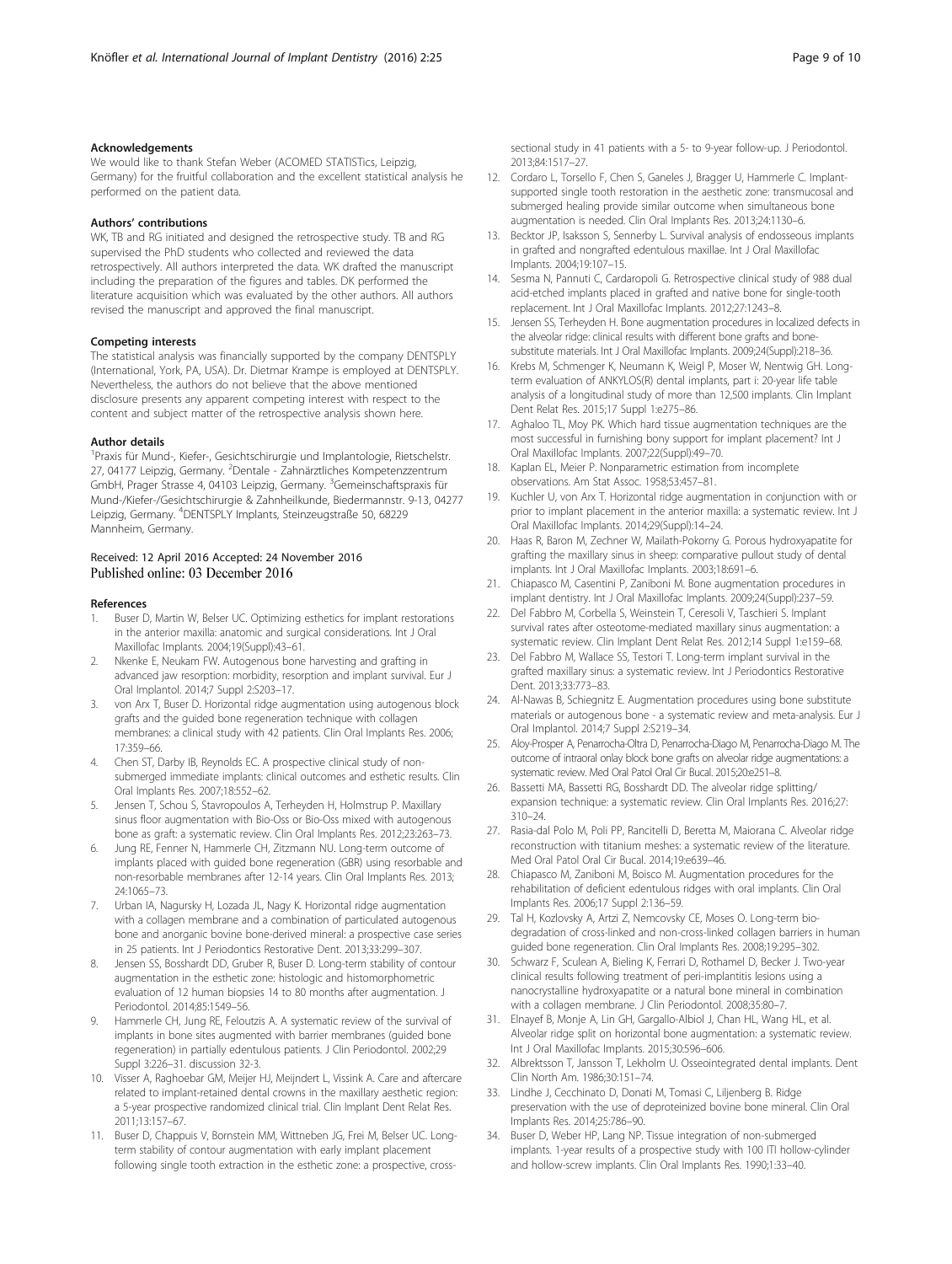#### Acknowledgements

We would like to thank Stefan Weber (ACOMED STATISTics, Leipzig, Germany) for the fruitful collaboration and the excellent statistical analysis he performed on the patient data.

#### Authors' contributions

WK, TB and RG initiated and designed the retrospective study. TB and RG supervised the PhD students who collected and reviewed the data retrospectively. All authors interpreted the data. WK drafted the manuscript including the preparation of the figures and tables. DK performed the literature acquisition which was evaluated by the other authors. All authors revised the manuscript and approved the final manuscript.

#### Competing interests

The statistical analysis was financially supported by the company DENTSPLY (International, York, PA, USA). Dr. Dietmar Krampe is employed at DENTSPLY. Nevertheless, the authors do not believe that the above mentioned disclosure presents any apparent competing interest with respect to the content and subject matter of the retrospective analysis shown here.

#### Author details

[1]Praxis für Mund-, Kiefer-, Gesichtschirurgie und Implantologie, Rietschelstr. 27, 04177 Leipzig, Germany. [2]Dentale - Zahnärztliches Kompetenzzentrum GmbH, Prager Strasse 4, 04103 Leipzig, Germany. [3]Gemeinschaftspraxis für Mund-/Kiefer-/Gesichtschirurgie & Zahnheilkunde, Biedermannstr. 9-13, 04277 Leipzig, Germany. [4]DENTSPLY Implants, Steinzeugstraße 50, 68229 Mannheim, Germany.

Received: 12 April 2016 Accepted: 24 November 2016
Published online: 03 December 2016

#### References

1. Buser D, Martin W, Belser UC. Optimizing esthetics for implant restorations in the anterior maxilla: anatomic and surgical considerations. Int J Oral Maxillofac Implants. 2004;19(Suppl):43–61.
2. Nkenke E, Neukam FW. Autogenous bone harvesting and grafting in advanced jaw resorption: morbidity, resorption and implant survival. Eur J Oral Implantol. 2014;7 Suppl 2:S203–17.
3. von Arx T, Buser D. Horizontal ridge augmentation using autogenous block grafts and the guided bone regeneration technique with collagen membranes: a clinical study with 42 patients. Clin Oral Implants Res. 2006; 17:359–66.
4. Chen ST, Darby IB, Reynolds EC. A prospective clinical study of non-submerged immediate implants: clinical outcomes and esthetic results. Clin Oral Implants Res. 2007;18:552–62.
5. Jensen T, Schou S, Stavropoulos A, Terheyden H, Holmstrup P. Maxillary sinus floor augmentation with Bio-Oss or Bio-Oss mixed with autogenous bone as graft: a systematic review. Clin Oral Implants Res. 2012;23:263–73.
6. Jung RE, Fenner N, Hammerle CH, Zitzmann NU. Long-term outcome of implants placed with guided bone regeneration (GBR) using resorbable and non-resorbable membranes after 12-14 years. Clin Oral Implants Res. 2013; 24:1065–73.
7. Urban IA, Nagursky H, Lozada JL, Nagy K. Horizontal ridge augmentation with a collagen membrane and a combination of particulated autogenous bone and anorganic bovine bone-derived mineral: a prospective case series in 25 patients. Int J Periodontics Restorative Dent. 2013;33:299–307.
8. Jensen SS, Bosshardt DD, Gruber R, Buser D. Long-term stability of contour augmentation in the esthetic zone: histologic and histomorphometric evaluation of 12 human biopsies 14 to 80 months after augmentation. J Periodontol. 2014;85:1549–56.
9. Hammerle CH, Jung RE, Feloutzis A. A systematic review of the survival of implants in bone sites augmented with barrier membranes (guided bone regeneration) in partially edentulous patients. J Clin Periodontol. 2002;29 Suppl 3:226–31. discussion 32-3.
10. Visser A, Raghoebar GM, Meijer HJ, Meijndert L, Vissink A. Care and aftercare related to implant-retained dental crowns in the maxillary aesthetic region: a 5-year prospective randomized clinical trial. Clin Implant Dent Relat Res. 2011;13:157–67.
11. Buser D, Chappuis V, Bornstein MM, Wittneben JG, Frei M, Belser UC. Long-term stability of contour augmentation with early implant placement following single tooth extraction in the esthetic zone: a prospective, cross-sectional study in 41 patients with a 5- to 9-year follow-up. J Periodontol. 2013;84:1517–27.
12. Cordaro L, Torsello F, Chen S, Ganeles J, Bragger U, Hammerle C. Implant-supported single tooth restoration in the aesthetic zone: transmucosal and submerged healing provide similar outcome when simultaneous bone augmentation is needed. Clin Oral Implants Res. 2013;24:1130–6.
13. Becktor JP, Isaksson S, Sennerby L. Survival analysis of endosseous implants in grafted and nongrafted edentulous maxillae. Int J Oral Maxillofac Implants. 2004;19:107–15.
14. Sesma N, Pannuti C, Cardaropoli G. Retrospective clinical study of 988 dual acid-etched implants placed in grafted and native bone for single-tooth replacement. Int J Oral Maxillofac Implants. 2012;27:1243–8.
15. Jensen SS, Terheyden H. Bone augmentation procedures in localized defects in the alveolar ridge: clinical results with different bone grafts and bone-substitute materials. Int J Oral Maxillofac Implants. 2009;24(Suppl):218–36.
16. Krebs M, Schmenger K, Neumann K, Weigl P, Moser W, Nentwig GH. Long-term evaluation of ANKYLOS(R) dental implants, part i: 20-year life table analysis of a longitudinal study of more than 12,500 implants. Clin Implant Dent Relat Res. 2015;17 Suppl 1:e275–86.
17. Aghaloo TL, Moy PK. Which hard tissue augmentation techniques are the most successful in furnishing bony support for implant placement? Int J Oral Maxillofac Implants. 2007;22(Suppl):49–70.
18. Kaplan EL, Meier P. Nonparametric estimation from incomplete observations. Am Stat Assoc. 1958;53:457–81.
19. Kuchler U, von Arx T. Horizontal ridge augmentation in conjunction with or prior to implant placement in the anterior maxilla: a systematic review. Int J Oral Maxillofac Implants. 2014;29(Suppl):14–24.
20. Haas R, Baron M, Zechner W, Mailath-Pokorny G. Porous hydroxyapatite for grafting the maxillary sinus in sheep: comparative pullout study of dental implants. Int J Oral Maxillofac Implants. 2003;18:691–6.
21. Chiapasco M, Casentini P, Zaniboni M. Bone augmentation procedures in implant dentistry. Int J Oral Maxillofac Implants. 2009;24(Suppl):237–59.
22. Del Fabbro M, Corbella S, Weinstein T, Ceresoli V, Taschieri S. Implant survival rates after osteotome-mediated maxillary sinus augmentation: a systematic review. Clin Implant Dent Relat Res. 2012;14 Suppl 1:e159–68.
23. Del Fabbro M, Wallace SS, Testori T. Long-term implant survival in the grafted maxillary sinus: a systematic review. Int J Periodontics Restorative Dent. 2013;33:773–83.
24. Al-Nawas B, Schiegnitz E. Augmentation procedures using bone substitute materials or autogenous bone - a systematic review and meta-analysis. Eur J Oral Implantol. 2014;7 Suppl 2:S219–34.
25. Aloy-Prosper A, Penarrocha-Oltra D, Penarrocha-Diago M, Penarrocha-Diago M. The outcome of intraoral onlay block bone grafts on alveolar ridge augmentations: a systematic review. Med Oral Patol Oral Cir Bucal. 2015;20:e251–8.
26. Bassetti MA, Bassetti RG, Bosshardt DD. The alveolar ridge splitting/expansion technique: a systematic review. Clin Oral Implants Res. 2016;27: 310–24.
27. Rasia-dal Polo M, Poli PP, Rancitelli D, Beretta M, Maiorana C. Alveolar ridge reconstruction with titanium meshes: a systematic review of the literature. Med Oral Patol Oral Cir Bucal. 2014;19:e639–46.
28. Chiapasco M, Zaniboni M, Boisco M. Augmentation procedures for the rehabilitation of deficient edentulous ridges with oral implants. Clin Oral Implants Res. 2006;17 Suppl 2:136–59.
29. Tal H, Kozlovsky A, Artzi Z, Nemcovsky CE, Moses O. Long-term bio-degradation of cross-linked and non-cross-linked collagen barriers in human guided bone regeneration. Clin Oral Implants Res. 2008;19:295–302.
30. Schwarz F, Sculean A, Bieling K, Ferrari D, Rothamel D, Becker J. Two-year clinical results following treatment of peri-implantitis lesions using a nanocrystalline hydroxyapatite or a natural bone mineral in combination with a collagen membrane. J Clin Periodontol. 2008;35:80–7.
31. Elnayef B, Monje A, Lin GH, Gargallo-Albiol J, Chan HL, Wang HL, et al. Alveolar ridge split on horizontal bone augmentation: a systematic review. Int J Oral Maxillofac Implants. 2015;30:596–606.
32. Albrektsson T, Jansson T, Lekholm U. Osseointegrated dental implants. Dent Clin North Am. 1986;30:151–74.
33. Lindhe J, Cecchinato D, Donati M, Tomasi C, Liljenberg B. Ridge preservation with the use of deproteinized bovine bone mineral. Clin Oral Implants Res. 2014;25:786–90.
34. Buser D, Weber HP, Lang NP. Tissue integration of non-submerged implants. 1-year results of a prospective study with 100 ITI hollow-cylinder and hollow-screw implants. Clin Oral Implants Res. 1990;1:33–40.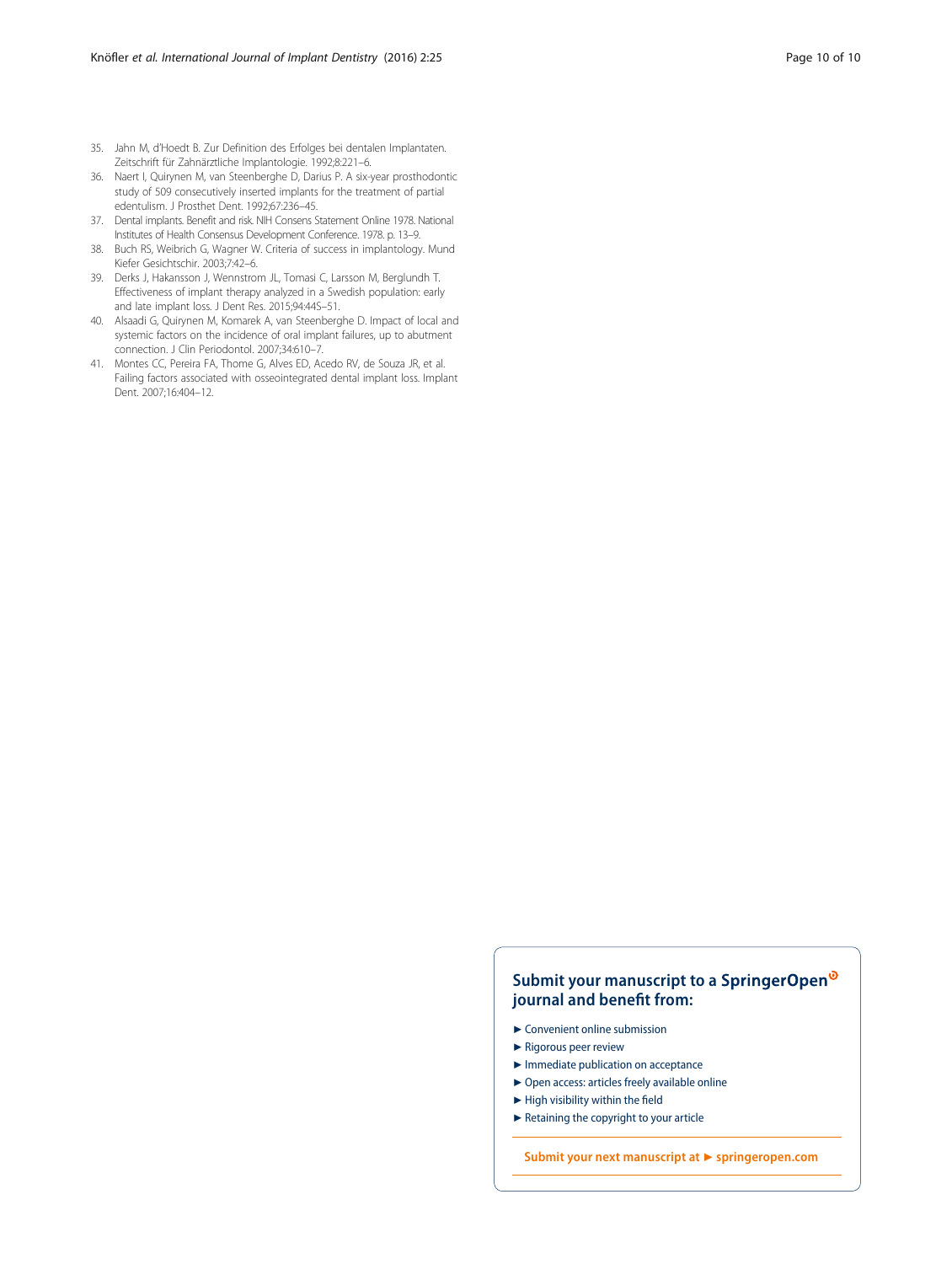35. Jahn M, d'Hoedt B. Zur Definition des Erfolges bei dentalen Implantaten. Zeitschrift für Zahnärztliche Implantologie. 1992;8:221–6.
36. Naert I, Quirynen M, van Steenberghe D, Darius P. A six-year prosthodontic study of 509 consecutively inserted implants for the treatment of partial edentulism. J Prosthet Dent. 1992;67:236–45.
37. Dental implants. Benefit and risk. NIH Consens Statement Online 1978. National Institutes of Health Consensus Development Conference. 1978. p. 13–9.
38. Buch RS, Weibrich G, Wagner W. Criteria of success in implantology. Mund Kiefer Gesichtschir. 2003;7:42–6.
39. Derks J, Hakansson J, Wennstrom JL, Tomasi C, Larsson M, Berglundh T. Effectiveness of implant therapy analyzed in a Swedish population: early and late implant loss. J Dent Res. 2015;94:44S–51.
40. Alsaadi G, Quirynen M, Komarek A, van Steenberghe D. Impact of local and systemic factors on the incidence of oral implant failures, up to abutment connection. J Clin Periodontol. 2007;34:610–7.
41. Montes CC, Pereira FA, Thome G, Alves ED, Acedo RV, de Souza JR, et al. Failing factors associated with osseointegrated dental implant loss. Implant Dent. 2007;16:404–12.

**Submit your manuscript to a SpringerOpen journal and benefit from:**

- ► Convenient online submission
- ► Rigorous peer review
- ► Immediate publication on acceptance
- ► Open access: articles freely available online
- ► High visibility within the field
- ► Retaining the copyright to your article

**Submit your next manuscript at ► springeropen.com**